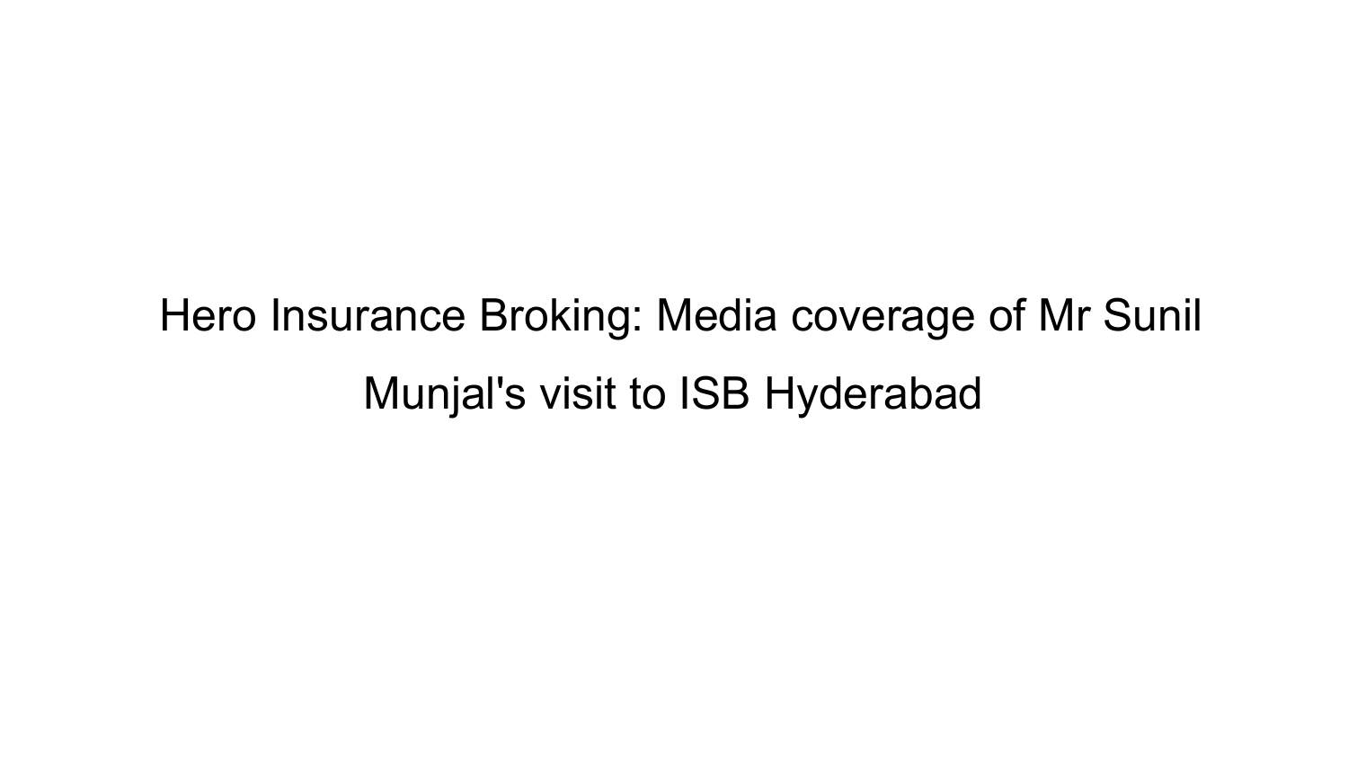# Hero Insurance Broking: Media coverage of Mr Sunil Munjal's visit to ISB Hyderabad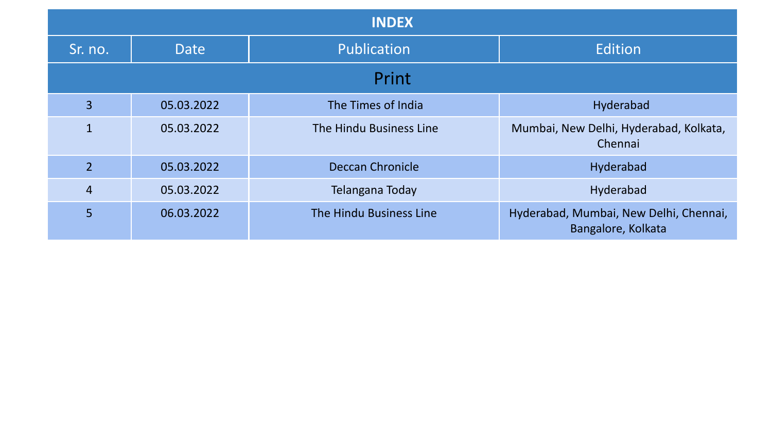| INDEX | | | |
|---|---|---|---|
| Sr. no. | Date | Publication | Edition |
| Print | | | |
| 3 | 05.03.2022 | The Times of India | Hyderabad |
| 1 | 05.03.2022 | The Hindu Business Line | Mumbai, New Delhi, Hyderabad, Kolkata, Chennai |
| 2 | 05.03.2022 | Deccan Chronicle | Hyderabad |
| 4 | 05.03.2022 | Telangana Today | Hyderabad |
| 5 | 06.03.2022 | The Hindu Business Line | Hyderabad, Mumbai, New Delhi, Chennai, Bangalore, Kolkata |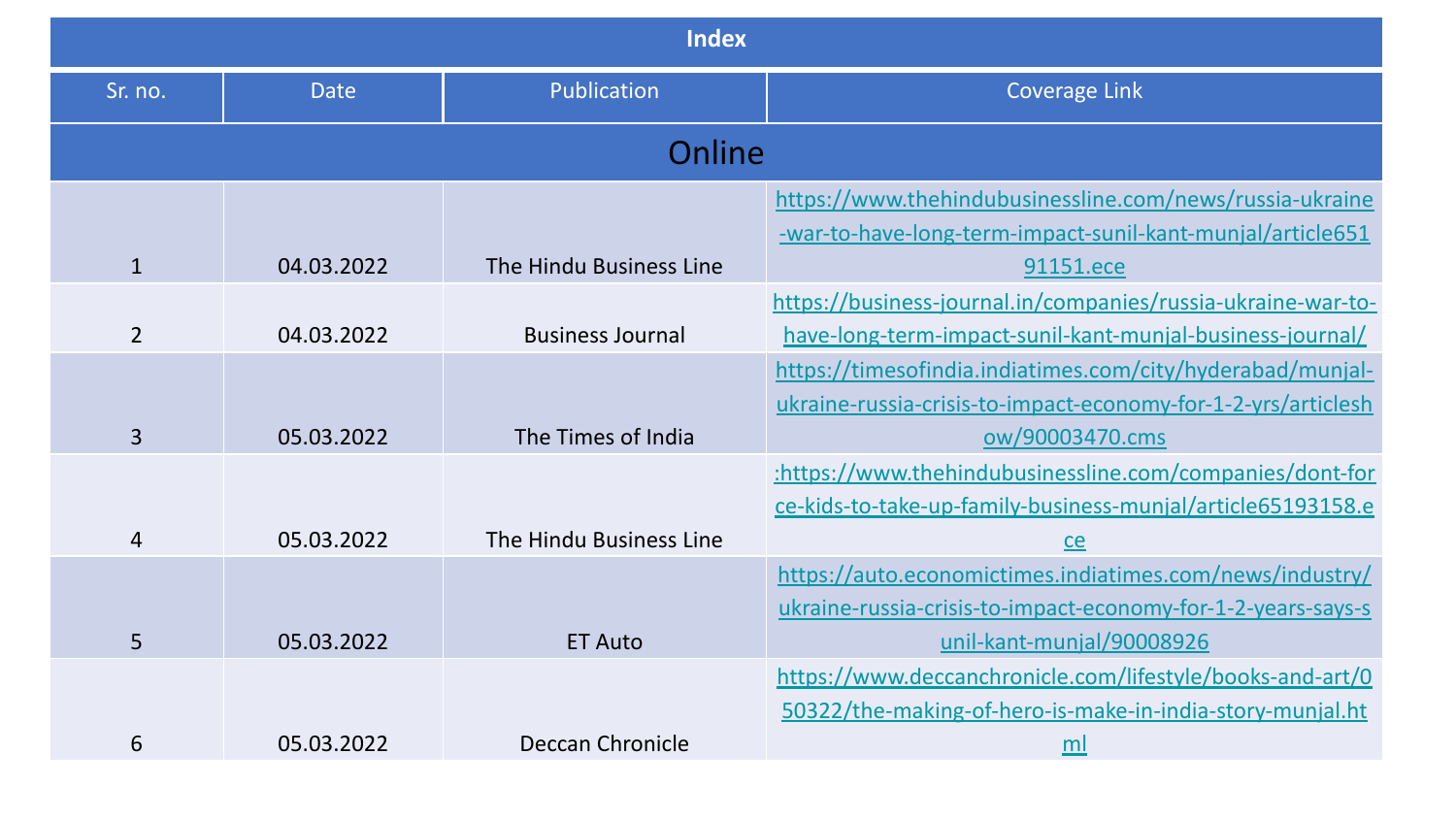| Index | | | |
|---|---|---|---|
| Sr. no. | Date | Publication | Coverage Link |
| **Online** | | | |
| 1 | 04.03.2022 | The Hindu Business Line | https://www.thehindubusinessline.com/news/russia-ukraine-war-to-have-long-term-impact-sunil-kant-munjal/article65191151.ece |
| 2 | 04.03.2022 | Business Journal | https://business-journal.in/companies/russia-ukraine-war-to-have-long-term-impact-sunil-kant-munjal-business-journal/ |
| 3 | 05.03.2022 | The Times of India | https://timesofindia.indiatimes.com/city/hyderabad/munjal-ukraine-russia-crisis-to-impact-economy-for-1-2-yrs/articleshow/90003470.cms |
| 4 | 05.03.2022 | The Hindu Business Line | :https://www.thehindubusinessline.com/companies/dont-force-kids-to-take-up-family-business-munjal/article65193158.ece |
| 5 | 05.03.2022 | ET Auto | https://auto.economictimes.indiatimes.com/news/industry/ukraine-russia-crisis-to-impact-economy-for-1-2-years-says-sunil-kant-munjal/90008926 |
| 6 | 05.03.2022 | Deccan Chronicle | https://www.deccanchronicle.com/lifestyle/books-and-art/050322/the-making-of-hero-is-make-in-india-story-munjal.html |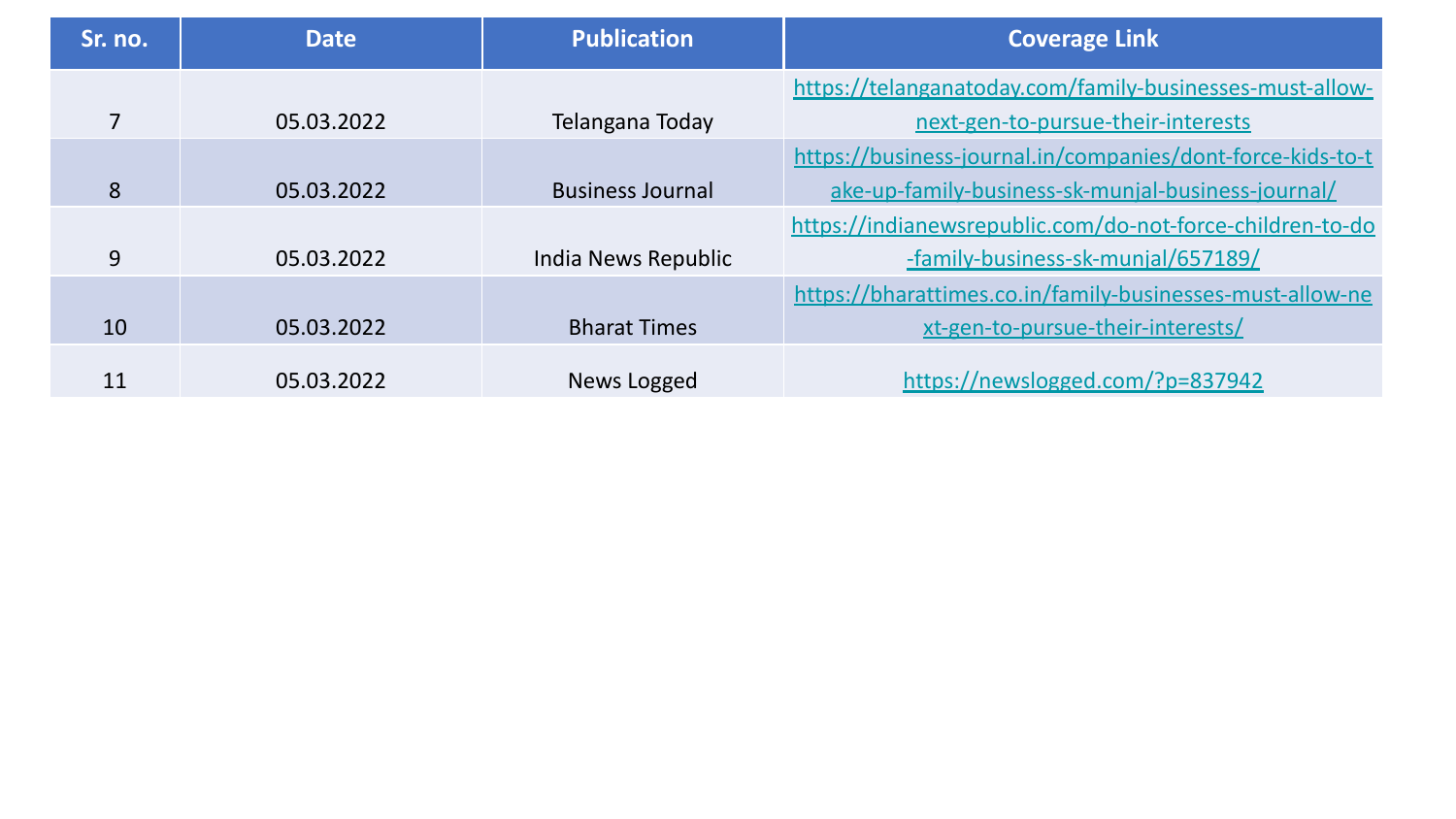| Sr. no. | Date | Publication | Coverage Link |
|---|---|---|---|
| 7 | 05.03.2022 | Telangana Today | https://telanganatoday.com/family-businesses-must-allow-next-gen-to-pursue-their-interests |
| 8 | 05.03.2022 | Business Journal | https://business-journal.in/companies/dont-force-kids-to-take-up-family-business-sk-munjal-business-journal/ |
| 9 | 05.03.2022 | India News Republic | https://indianewsrepublic.com/do-not-force-children-to-do-family-business-sk-munjal/657189/ |
| 10 | 05.03.2022 | Bharat Times | https://bharattimes.co.in/family-businesses-must-allow-next-gen-to-pursue-their-interests/ |
| 11 | 05.03.2022 | News Logged | https://newslogged.com/?p=837942 |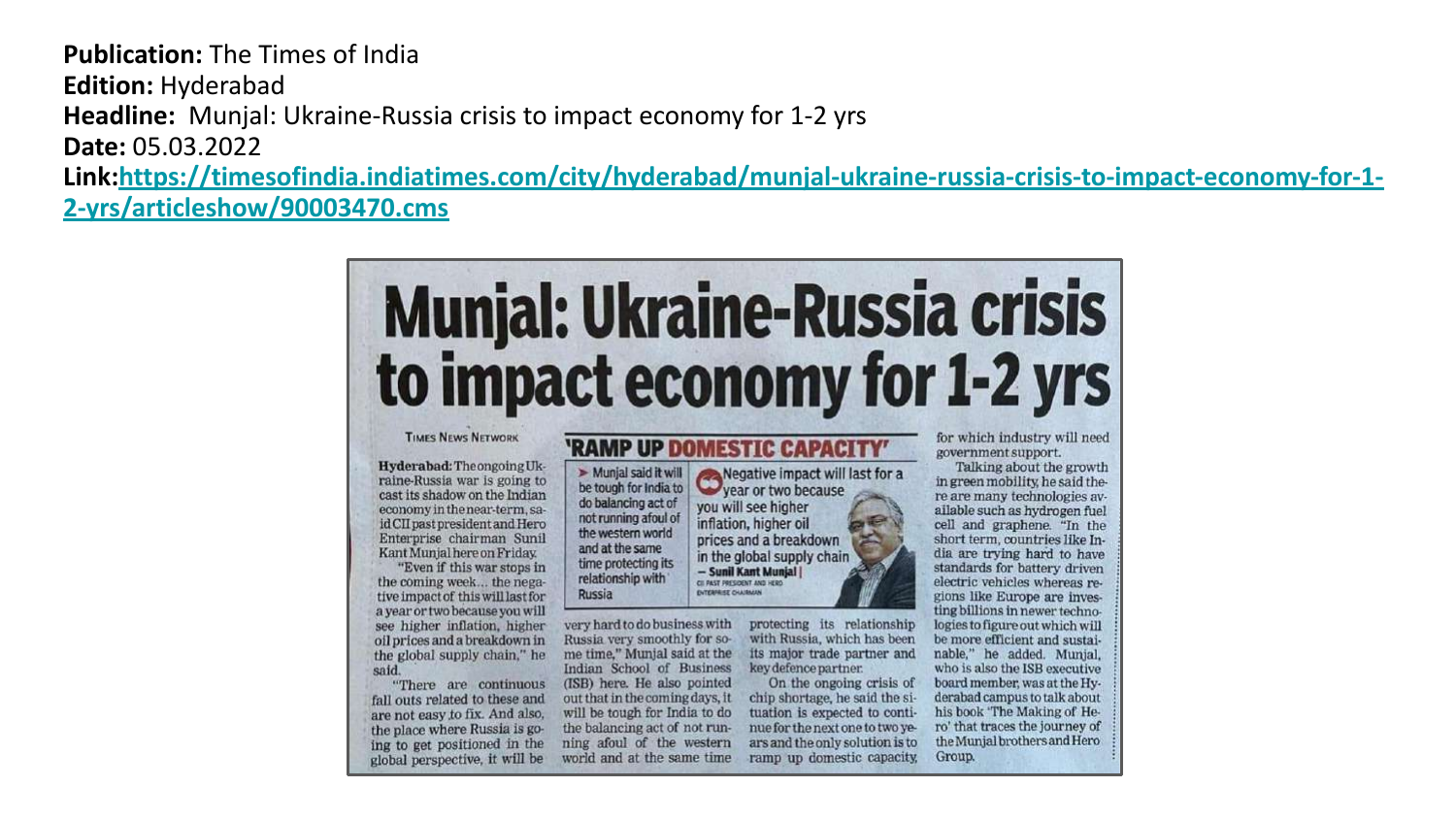**Publication:** The Times of India
**Edition:** Hyderabad
**Headline:** Munjal: Ukraine-Russia crisis to impact economy for 1-2 yrs
**Date:** 05.03.2022
**Link:** [https://timesofindia.indiatimes.com/city/hyderabad/munjal-ukraine-russia-crisis-to-impact-economy-for-1-2-yrs/articleshow/90003470.cms](https://timesofindia.indiatimes.com/city/hyderabad/munjal-ukraine-russia-crisis-to-impact-economy-for-1-2-yrs/articleshow/90003470.cms)

# Munjal: Ukraine-Russia crisis to impact economy for 1-2 yrs

TIMES NEWS NETWORK

**Hyderabad:** The ongoing Ukraine-Russia war is going to cast its shadow on the Indian economy in the near-term, said CII past president and Hero Enterprise chairman Sunil Kant Munjal here on Friday.

"Even if this war stops in the coming week… the negative impact of this will last for a year or two because you will see higher inflation, higher oil prices and a breakdown in the global supply chain," he said.

"There are continuous fall outs related to these and are not easy to fix. And also, the place where Russia is going to get positioned in the global perspective, it will be very hard to do business with Russia very smoothly for some time," Munjal said at the Indian School of Business (ISB) here. He also pointed out that in the coming days, it will be tough for India to do the balancing act of not running afoul of the western world and at the same time protecting its relationship with Russia, which has been its major trade partner and key defence partner.

On the ongoing crisis of chip shortage, he said the situation is expected to continue for the next one to two years and the only solution is to ramp up domestic capacity, for which industry will need government support.

Talking about the growth in green mobility, he said there are many technologies available such as hydrogen fuel cell and graphene. "In the short term, countries like India are trying hard to have standards for battery driven electric vehicles whereas regions like Europe are investing billions in newer technologies to figure out which will be more efficient and sustainable," he added. Munjal, who is also the ISB executive board member, was at the Hyderabad campus to talk about his book 'The Making of Hero' that traces the journey of the Munjal brothers and Hero Group.

## 'RAMP UP DOMESTIC CAPACITY'

- Munjal said it will be tough for India to do balancing act of not running afoul of the western world and at the same time protecting its relationship with Russia

"Negative impact will last for a year or two because you will see higher inflation, higher oil prices and a breakdown in the global supply chain"
— **Sunil Kant Munjal** | CII PAST PRESIDENT AND HERO ENTERPRISE CHAIRMAN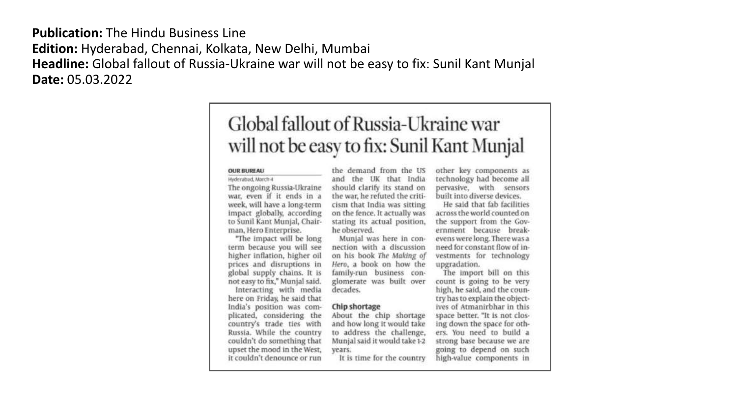**Publication:** The Hindu Business Line
**Edition:** Hyderabad, Chennai, Kolkata, New Delhi, Mumbai
**Headline:** Global fallout of Russia-Ukraine war will not be easy to fix: Sunil Kant Munjal
**Date:** 05.03.2022

# Global fallout of Russia-Ukraine war will not be easy to fix: Sunil Kant Munjal

**OUR BUREAU**

Hyderabad, March 4

The ongoing Russia-Ukraine war, even if it ends in a week, will have a long-term impact globally, according to Sunil Kant Munjal, Chairman, Hero Enterprise.

"The impact will be long term because you will see higher inflation, higher oil prices and disruptions in global supply chains. It is not easy to fix," Munjal said.

Interacting with media here on Friday, he said that India's position was complicated, considering the country's trade ties with Russia. While the country couldn't do something that upset the mood in the West, it couldn't denounce or run the demand from the US and the UK that India should clarify its stand on the war, he refuted the criticism that India was sitting on the fence. It actually was stating its actual position, he observed.

Munjal was here in connection with a discussion on his book *The Making of Hero*, a book on how the family-run business conglomerate was built over decades.

## Chip shortage

About the chip shortage and how long it would take to address the challenge, Munjal said it would take 1-2 years.

It is time for the country other key components as technology had become all pervasive, with sensors built into diverse devices.

He said that fab facilities across the world counted on the support from the Government because breakevens were long. There was a need for constant flow of investments for technology upgradation.

The import bill on this count is going to be very high, he said, and the country has to explain the objectives of Atmanirbhar in this space better. "It is not closing down the space for others. You need to build a strong base because we are going to depend on such high-value components in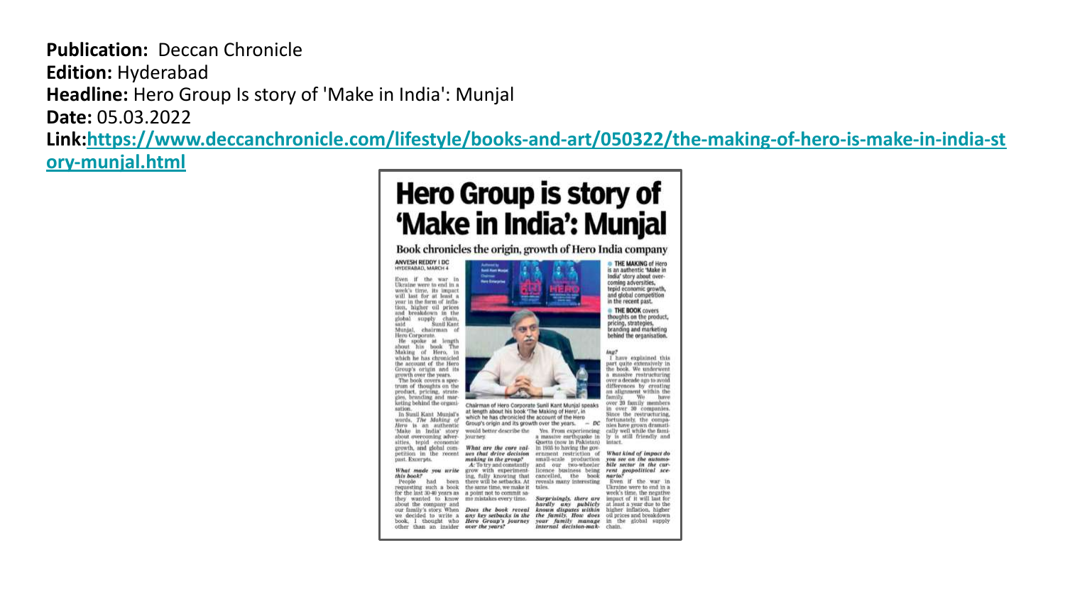**Publication:** Deccan Chronicle
**Edition:** Hyderabad
**Headline:** Hero Group Is story of 'Make in India': Munjal
**Date:** 05.03.2022
**Link:** [https://www.deccanchronicle.com/lifestyle/books-and-art/050322/the-making-of-hero-is-make-in-india-story-munjal.html](https://www.deccanchronicle.com/lifestyle/books-and-art/050322/the-making-of-hero-is-make-in-india-story-munjal.html)

# Hero Group is story of 'Make in India': Munjal

## Book chronicles the origin, growth of Hero India company

ANVESH REDDY | DC
HYDERABAD, MARCH 4

Even if the war in Ukraine were to end in a week's time, its impact will last for at least a year in the form of inflation, higher oil prices and breakdown in the global supply chain, said Sunil Kant Munjal, chairman of Hero Corporate.

He spoke at length about his book The Making of Hero, in which he has chronicled the account of the Hero Group's origin and its growth over the years.

The book covers a spectrum of thoughts on the product, pricing, strategies, branding and marketing behind the organisation.

In Sunil Kant Munjal's words, *The Making of Hero* is an authentic 'Make in India' story about overcoming adversities, tepid economic growth, and global competition in the recent past. Excerpts.

***What made you write this book?***

People had been requesting such a book for the last 30-40 years as they wanted to know about the company and our family's story. When we decided to write a book, I thought who other than an insider would better describe the journey.

***What are the core values that drive decision making in the group?***

*A:* To try and constantly grow with experimenting, fully knowing that there will be setbacks. At the same time, we make it a point not to commit same mistakes every time.

***Does the book reveal any key setbacks in the Hero Group's journey over the years?***

Yes. From experiencing a massive earthquake in Quetta (now in Pakistan) in 1935 to having the government restriction of small-scale production and our two-wheeler licence business being cancelled, the book reveals many interesting tales.

***Surprisingly, there are hardly any publicly known disputes within the family. How does your family manage internal decision-making?***

I have explained this part quite extensively in the book. We underwent a massive restructuring over a decade ago to avoid differences by creating an alignment within the family. We have over 20 family members in over 30 companies. Since the restructuring, fortunately, the companies have grown dramatically well while the family is still friendly and intact.

***What kind of impact do you see on the automobile sector in the current geopolitical scenario?***

Even if the war in Ukraine were to end in a week's time, the negative impact of it will last for at least a year due to the higher inflation, higher oil prices and breakdown in the global supply chain.

Chairman of Hero Corporate Sunil Kant Munjal speaks at length about his book 'The Making of Hero', in which he has chronicled the account of the Hero Group's origin and its growth over the years. — DC

- THE MAKING of Hero is an authentic 'Make in India' story about overcoming adversities, tepid economic growth, and global competition in the recent past.
- THE BOOK covers thoughts on the product, pricing, strategies, branding and marketing behind the organisation.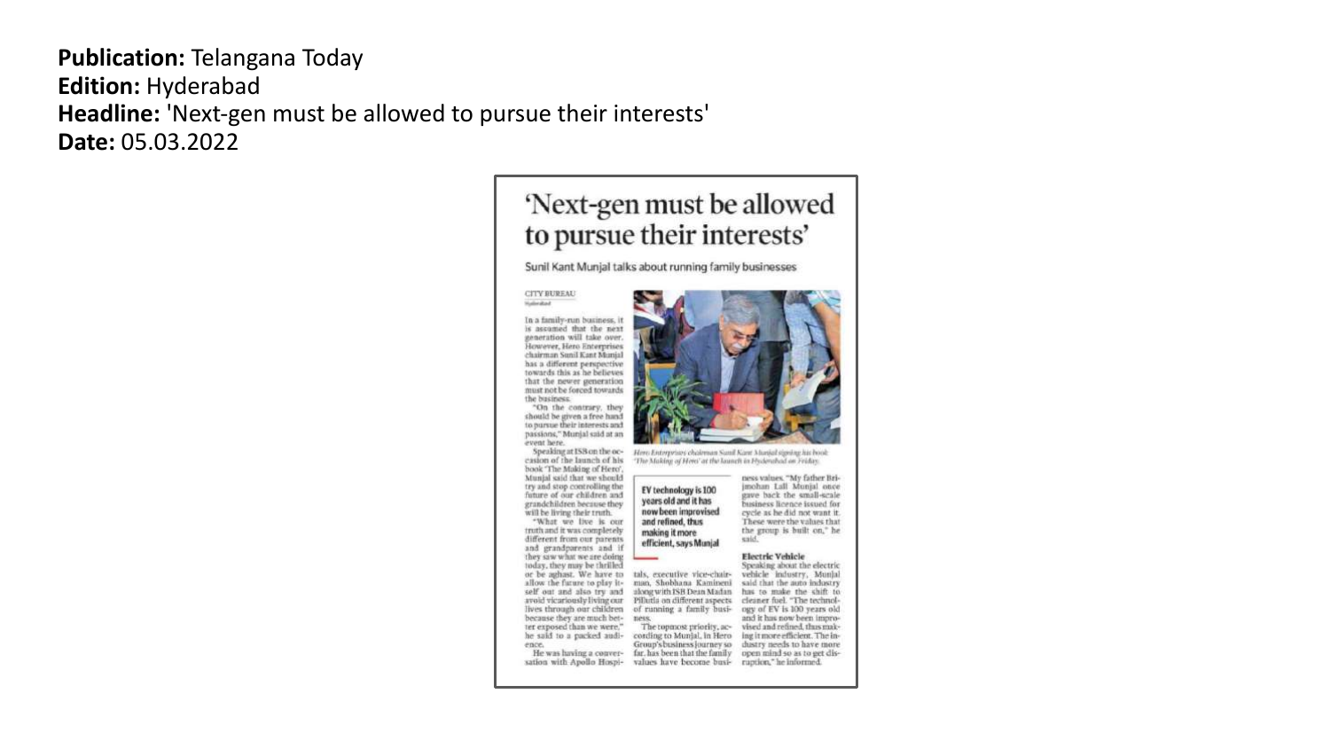**Publication:** Telangana Today
**Edition:** Hyderabad
**Headline:** 'Next-gen must be allowed to pursue their interests'
**Date:** 05.03.2022

# 'Next-gen must be allowed to pursue their interests'

Sunil Kant Munjal talks about running family businesses

CITY BUREAU
Hyderabad

In a family-run business, it is assumed that the next generation will take over. However, Hero Enterprises chairman Sunil Kant Munjal has a different perspective towards this as he believes that the newer generation must not be forced towards the business.

"On the contrary, they should be given a free hand to pursue their interests and passions," Munjal said at an event here.

Speaking at ISB on the occasion of the launch of his book 'The Making of Hero', Munjal said that we should try and stop controlling the future of our children and grandchildren because they will be living their truth.

"What we live is our truth and it was completely different from our parents and grandparents and if they saw what we are doing today, they may be thrilled or be aghast. We have to allow the future to play itself out and also try and avoid vicariously living our lives through our children because they are much better exposed than we were," he said to a packed audience.

He was having a conversation with Apollo Hospitals, executive vice-chairman, Shobhana Kamineni along with ISB Dean Madan Pillutla on different aspects of running a family business.

The topmost priority, according to Munjal, in Hero Group's business journey so far, has been that the family values have become business values. "My father Brijmohan Lall Munjal once gave back the small-scale business licence issued for cycle as he did not want it. These were the values that the group is built on," he said.

Hero Enterprises chairman Sunil Kant Munjal signing his book 'The Making of Hero' at the launch in Hyderabad on Friday.

**EV technology is 100 years old and it has now been improvised and refined, thus making it more efficient, says Munjal**

### Electric Vehicle

Speaking about the electric vehicle industry, Munjal said that the auto industry has to make the shift to cleaner fuel. "The technology of EV is 100 years old and it has now been improvised and refined, thus making it more efficient. The industry needs to have more open mind so as to get disruption," he informed.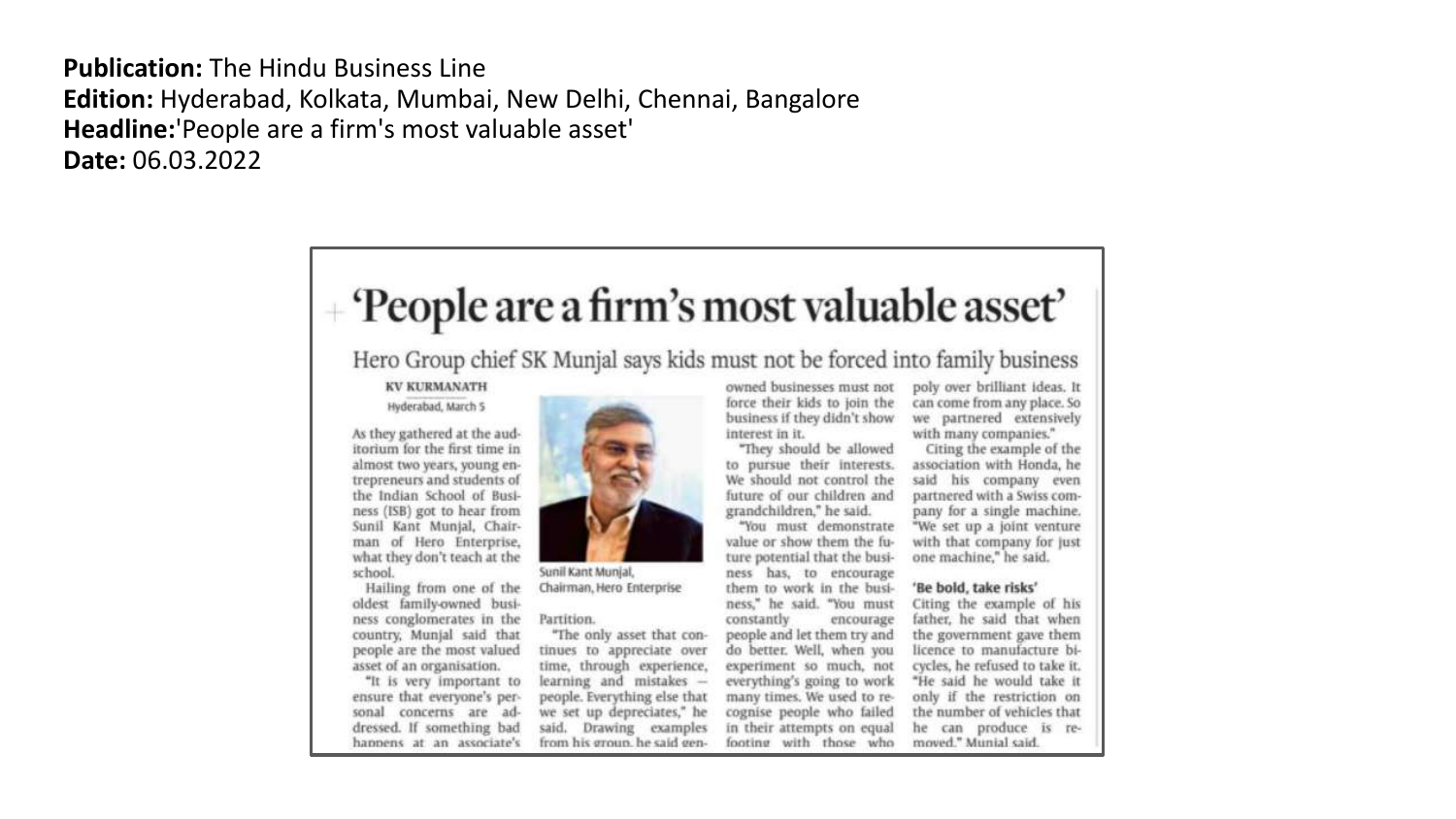**Publication:** The Hindu Business Line
**Edition:** Hyderabad, Kolkata, Mumbai, New Delhi, Chennai, Bangalore
**Headline:**'People are a firm's most valuable asset'
**Date:** 06.03.2022

# 'People are a firm's most valuable asset'

## Hero Group chief SK Munjal says kids must not be forced into family business

**KV KURMANATH**

Hyderabad, March 5

As they gathered at the auditorium for the first time in almost two years, young entrepreneurs and students of the Indian School of Business (ISB) got to hear from Sunil Kant Munjal, Chairman of Hero Enterprise, what they don't teach at the school.

Hailing from one of the oldest family-owned business conglomerates in the country, Munjal said that people are the most valued asset of an organisation.

"It is very important to ensure that everyone's personal concerns are addressed. If something bad happens at an associate's

Sunil Kant Munjal, Chairman, Hero Enterprise

Partition.

"The only asset that continues to appreciate over time, through experience, learning and mistakes — people. Everything else that we set up depreciates," he said. Drawing examples from his group, he said gen-

owned businesses must not force their kids to join the business if they didn't show interest in it.

"They should be allowed to pursue their interests. We should not control the future of our children and grandchildren," he said.

"You must demonstrate value or show them the future potential that the business has, to encourage them to work in the business," he said. "You must constantly encourage people and let them try and do better. Well, when you experiment so much, not everything's going to work many times. We used to recognise people who failed in their attempts on equal footing with those who

poly over brilliant ideas. It can come from any place. So we partnered extensively with many companies."

Citing the example of the association with Honda, he said his company even partnered with a Swiss company for a single machine. "We set up a joint venture with that company for just one machine," he said.

### 'Be bold, take risks'

Citing the example of his father, he said that when the government gave them licence to manufacture bicycles, he refused to take it. "He said he would take it only if the restriction on the number of vehicles that he can produce is removed," Munjal said.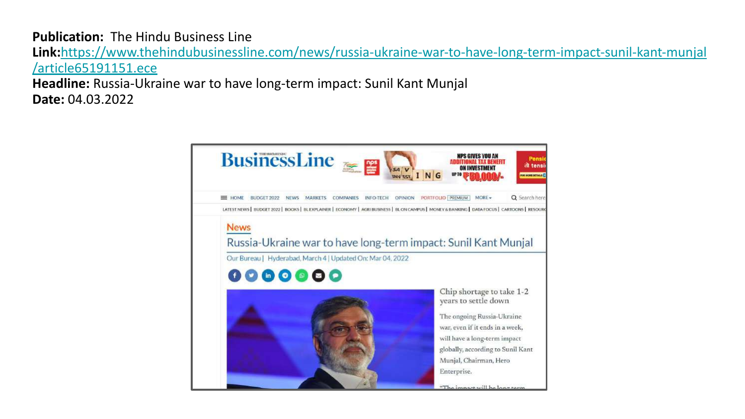**Publication:** The Hindu Business Line

**Link:** https://www.thehindubusinessline.com/news/russia-ukraine-war-to-have-long-term-impact-sunil-kant-munjal/article65191151.ece

**Headline:** Russia-Ukraine war to have long-term impact: Sunil Kant Munjal

**Date:** 04.03.2022

BusinessLine

HOME | BUDGET 2022 | NEWS | MARKETS | COMPANIES | INFO-TECH | OPINION | PORTFOLIO PREMIUM | MORE

LATEST NEWS | BUDGET 2022 | BOOKS | BL EXPLAINER | ECONOMY | AGRI BUSINESS | BL ON CAMPUS | MONEY & BANKING | DATA FOCUS | CARTOONS | RESOURC

News

# Russia-Ukraine war to have long-term impact: Sunil Kant Munjal

Our Bureau | Hyderabad, March 4 | Updated On: Mar 04, 2022

Chip shortage to take 1-2 years to settle down

The ongoing Russia-Ukraine war, even if it ends in a week, will have a long-term impact globally, according to Sunil Kant Munjal, Chairman, Hero Enterprise.

"The impact will be long term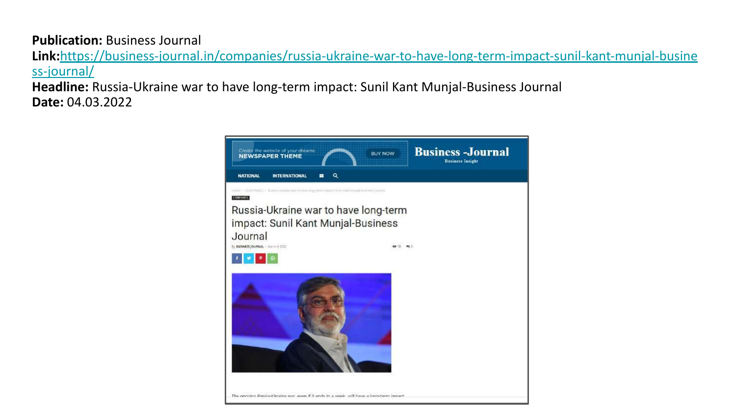**Publication:** Business Journal

**Link:** [https://business-journal.in/companies/russia-ukraine-war-to-have-long-term-impact-sunil-kant-munjal-business-journal/](https://business-journal.in/companies/russia-ukraine-war-to-have-long-term-impact-sunil-kant-munjal-business-journal/)

**Headline:** Russia-Ukraine war to have long-term impact: Sunil Kant Munjal-Business Journal

**Date:** 04.03.2022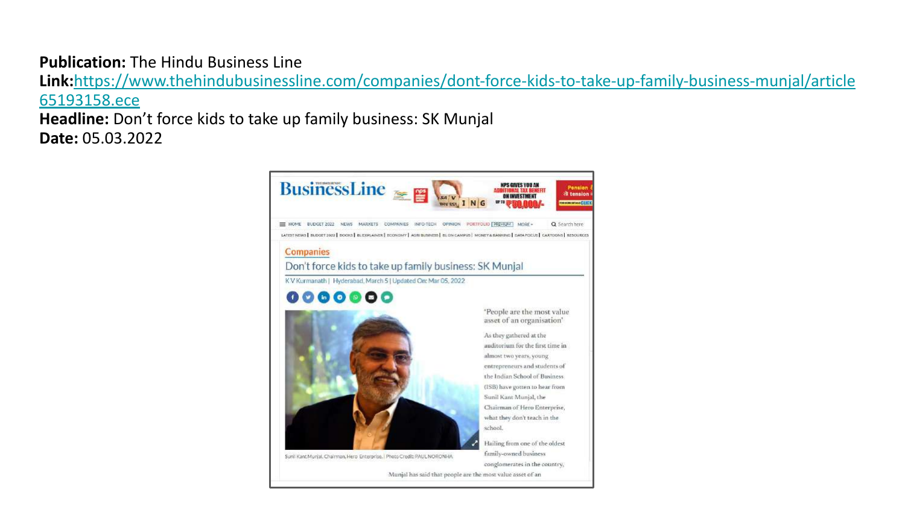**Publication:** The Hindu Business Line
**Link:**[https://www.thehindubusinessline.com/companies/dont-force-kids-to-take-up-family-business-munjal/article65193158.ece](https://www.thehindubusinessline.com/companies/dont-force-kids-to-take-up-family-business-munjal/article65193158.ece)
**Headline:** Don't force kids to take up family business: SK Munjal
**Date:** 05.03.2022

Companies

## Don't force kids to take up family business: SK Munjal

KV Kurmanath | Hyderabad, March 5 | Updated On: Mar 05, 2022

Sunil Kant Munjal, Chairman, Hero Enterprise. | Photo Credit: PAUL NORONHA

'People are the most value asset of an organisation'

As they gathered at the auditorium for the first time in almost two years, young entrepreneurs and students of the Indian School of Business (ISB) have gotten to hear from Sunil Kant Munjal, the Chairman of Hero Enterprise, what they don't teach in the school.

Hailing from one of the oldest family-owned business conglomerates in the country, Munjal has said that people are the most value asset of an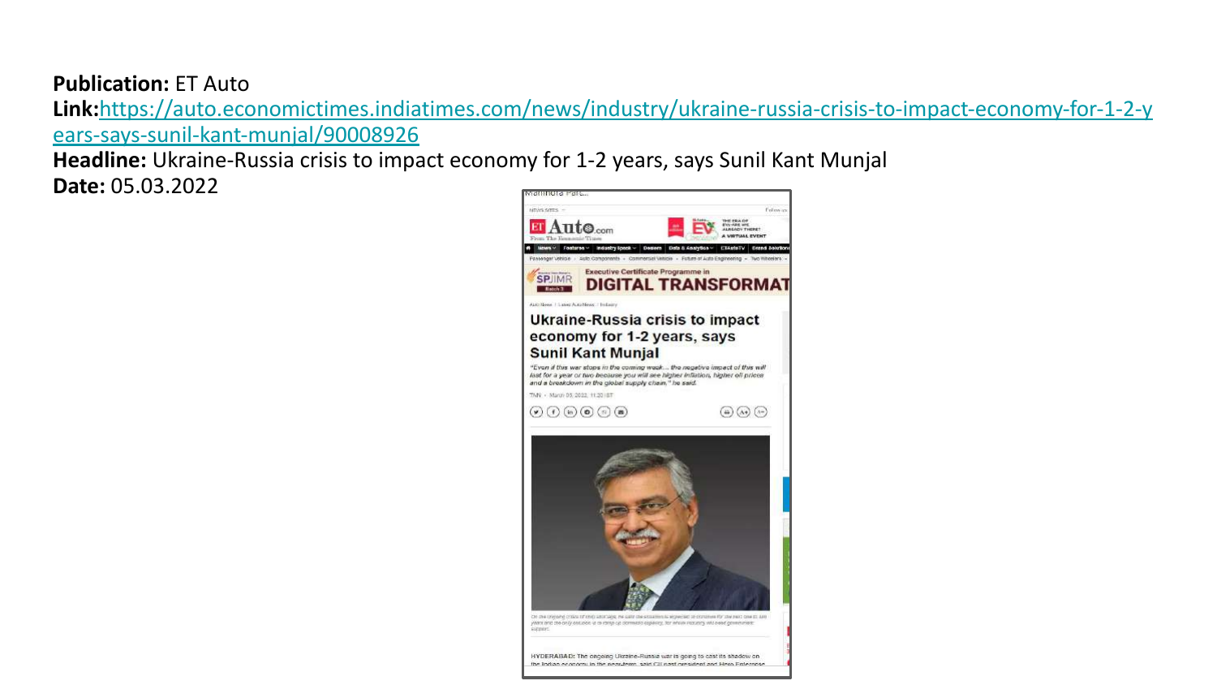**Publication:** ET Auto

**Link:**[https://auto.economictimes.indiatimes.com/news/industry/ukraine-russia-crisis-to-impact-economy-for-1-2-years-says-sunil-kant-munjal/90008926](https://auto.economictimes.indiatimes.com/news/industry/ukraine-russia-crisis-to-impact-economy-for-1-2-years-says-sunil-kant-munjal/90008926)

**Headline:** Ukraine-Russia crisis to impact economy for 1-2 years, says Sunil Kant Munjal

**Date:** 05.03.2022

# Ukraine-Russia crisis to impact economy for 1-2 years, says Sunil Kant Munjal

*"Even if this war stops in the coming week... the negative impact of this will last for a year or two because you will see higher inflation, higher oil prices and a breakdown in the global supply chain," he said.*

TNN • March 05, 2022, 11:20 IST

HYDERABAD: The ongoing Ukraine-Russia war is going to cast its shadow on the Indian economy in the near-term, said CII past president and Hero Enterprise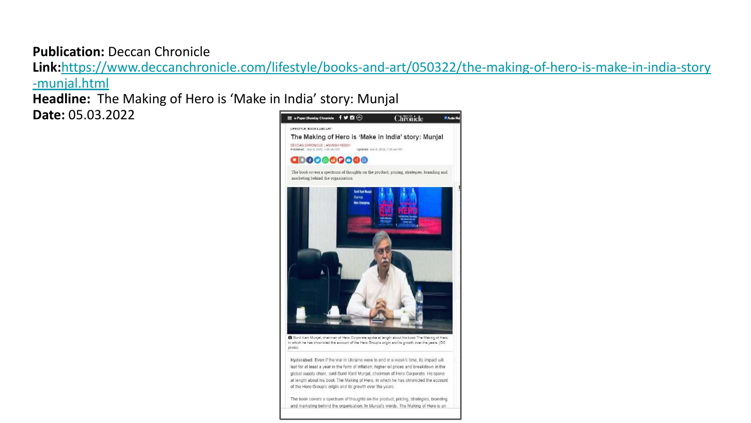**Publication:** Deccan Chronicle

**Link:**[https://www.deccanchronicle.com/lifestyle/books-and-art/050322/the-making-of-hero-is-make-in-india-story-munjal.html](https://www.deccanchronicle.com/lifestyle/books-and-art/050322/the-making-of-hero-is-make-in-india-story-munjal.html)

**Headline:** The Making of Hero is 'Make in India' story: Munjal

**Date:** 05.03.2022

LIFESTYLE, BOOKS AND ART

## The Making of Hero is 'Make in India' story: Munjal

DECCAN CHRONICLE | ANVESH REDDY

Published Mar 5, 2022, 5:08 am IST Updated Mar 5, 2022, 7:15 am IST

The book covers a spectrum of thoughts on the product, pricing, strategies, branding and marketing behind the organisation

Sunil Kant Munjal, chairman of Hero Corporate spoke at length about his book The Making of Hero, in which he has chronicled the account of the Hero Group's origin and its growth over the years. (DC photo)

Hyderabad: Even if the war in Ukraine were to end in a week's time, its impact will last for at least a year in the form of inflation, higher oil prices and breakdown in the global supply chain, said Sunil Kant Munjal, chairman of Hero Corporate. He spoke at length about his book The Making of Hero, in which he has chronicled the account of the Hero Group's origin and its growth over the years.

The book covers a spectrum of thoughts on the product, pricing, strategies, branding and marketing behind the organisation. In Munjal's words, The Making of Hero is an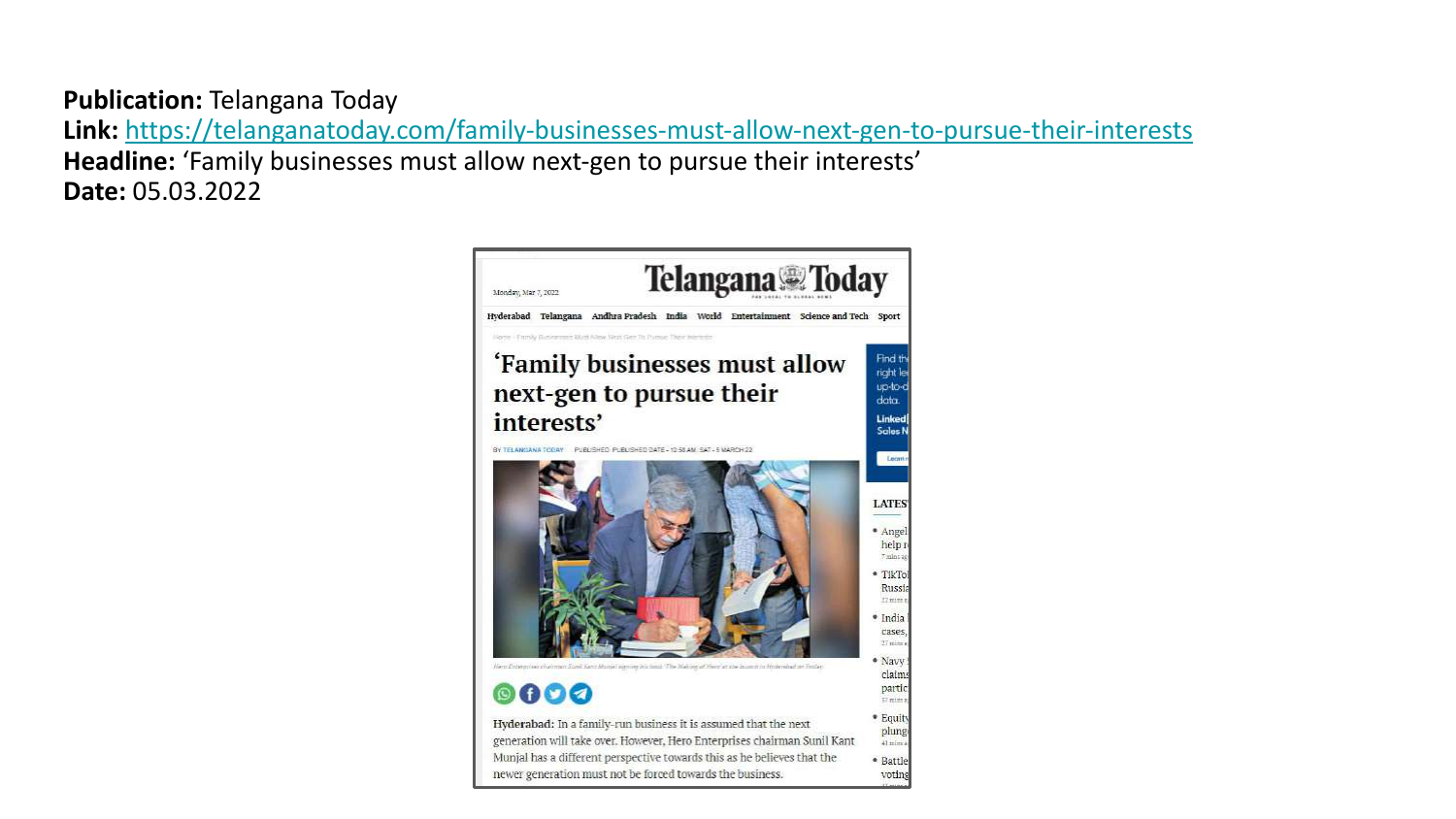**Publication:** Telangana Today
**Link:** https://telanganatoday.com/family-businesses-must-allow-next-gen-to-pursue-their-interests
**Headline:** 'Family businesses must allow next-gen to pursue their interests'
**Date:** 05.03.2022

Monday, Mar 7, 2022

# Telangana Today

Hyderabad | Telangana | Andhra Pradesh | India | World | Entertainment | Science and Tech | Sport

## 'Family businesses must allow next-gen to pursue their interests'

BY TELANGANA TODAY PUBLISHED: PUBLISHED DATE - 12:58 AM, SAT - 5 MARCH 22

Hero Enterprises chairman Sunil Kant Munjal signing his book 'The Making of Hero' at the launch in Hyderabad on Friday.

**Hyderabad:** In a family-run business it is assumed that the next generation will take over. However, Hero Enterprises chairman Sunil Kant Munjal has a different perspective towards this as he believes that the newer generation must not be forced towards the business.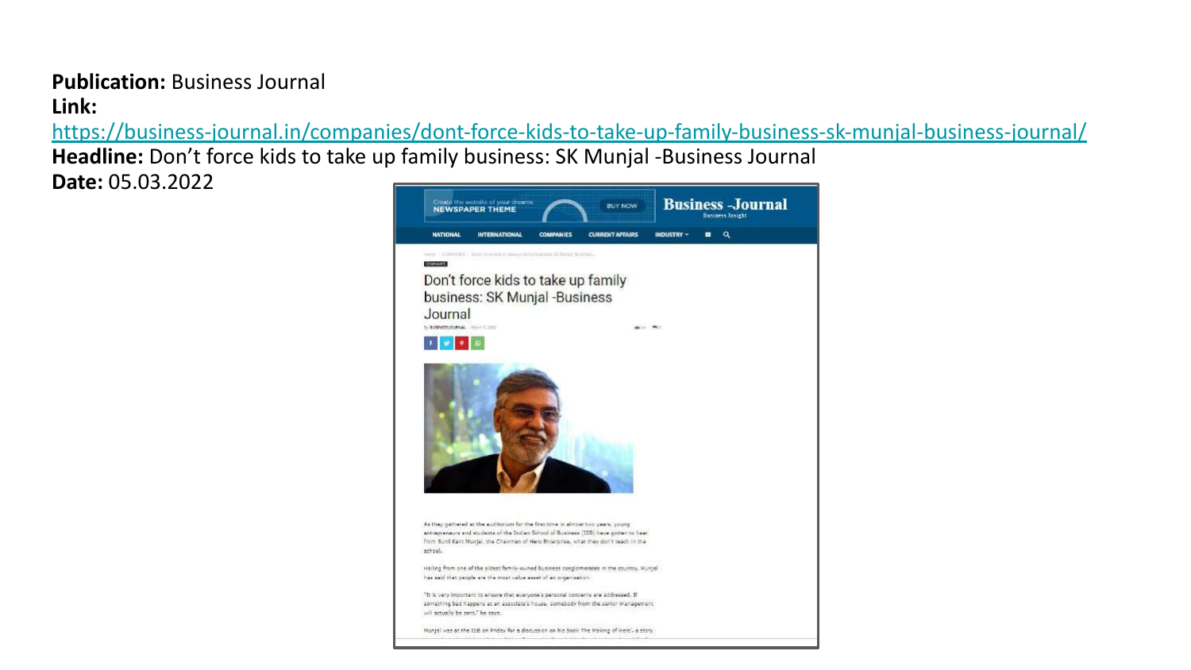**Publication:** Business Journal

**Link:** https://business-journal.in/companies/dont-force-kids-to-take-up-family-business-sk-munjal-business-journal/

**Headline:** Don't force kids to take up family business: SK Munjal -Business Journal

**Date:** 05.03.2022

Business Journal

Business Insight

NATIONAL INTERNATIONAL COMPANIES CURRENT AFFAIRS INDUSTRY

COMPANIES

# Don't force kids to take up family business: SK Munjal -Business Journal

As they gathered at the auditorium for the first time in almost two years, young entrepreneurs and students of the Indian School of Business (ISB) have gotten to hear from Sunil Kant Munjal, the Chairman of Hero Enterprise, what they don't teach in the school.

Hailing from one of the oldest family-owned business conglomerates in the country, Munjal has said that people are the most value asset of an organisation.

"It is very important to ensure that everyone's personal concerns are addressed. If something bad happens at an associate's house, somebody from the senior management will actually be sent," he says.

Munjal was at the ISB on Friday for a discussion on his book The Making of Hero', a story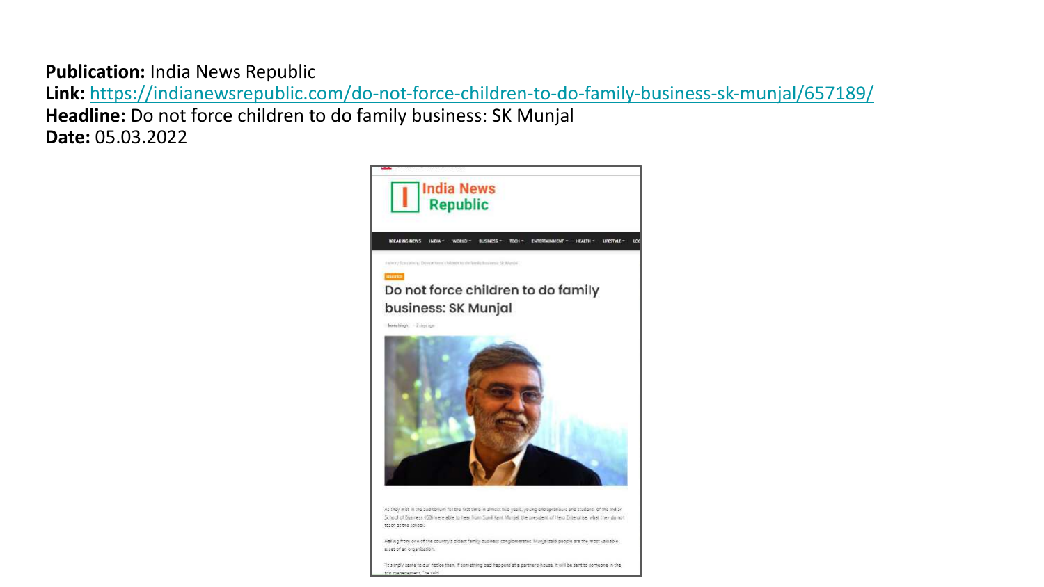**Publication:** India News Republic
**Link:** https://indianewsrepublic.com/do-not-force-children-to-do-family-business-sk-munjal/657189/
**Headline:** Do not force children to do family business: SK Munjal
**Date:** 05.03.2022

India News Republic

BREAKING NEWS INDIA WORLD BUSINESS TECH ENTERTAINMENT HEALTH LIFESTYLE

# Do not force children to do family business: SK Munjal

As they met in the auditorium for the first time in almost two years, young entrepreneurs and students of the Indian School of Business (ISB) were able to hear from Sunil Kant Munjal, the president of Hero Enterprise, what they do not teach at the school.

Hailing from one of the country's oldest family business conglomerates, Munjal said people are the most valuable asset of an organization.

"It simply came to our notice then. If something bad happens at a partner's house, it will be sent to someone in the top management," he said.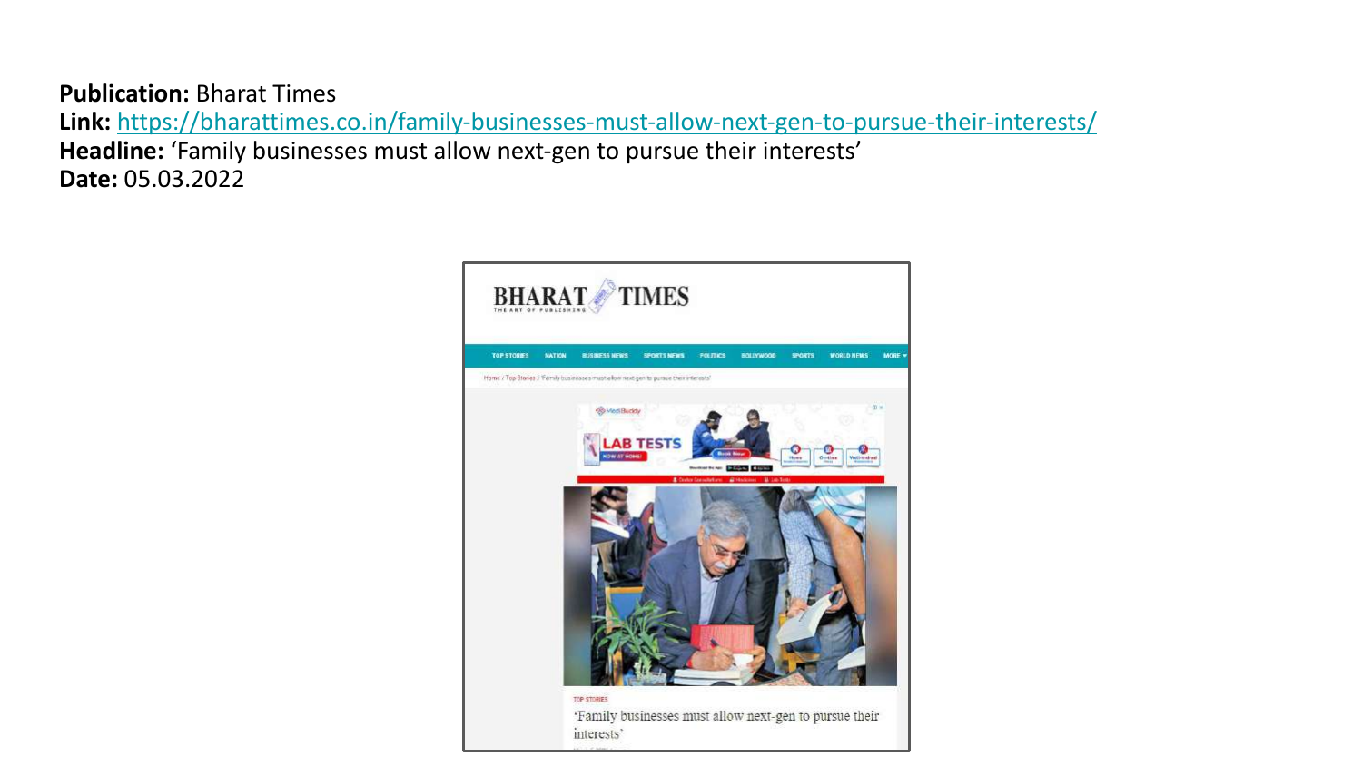**Publication:** Bharat Times
**Link:** https://bharattimes.co.in/family-businesses-must-allow-next-gen-to-pursue-their-interests/
**Headline:** 'Family businesses must allow next-gen to pursue their interests'
**Date:** 05.03.2022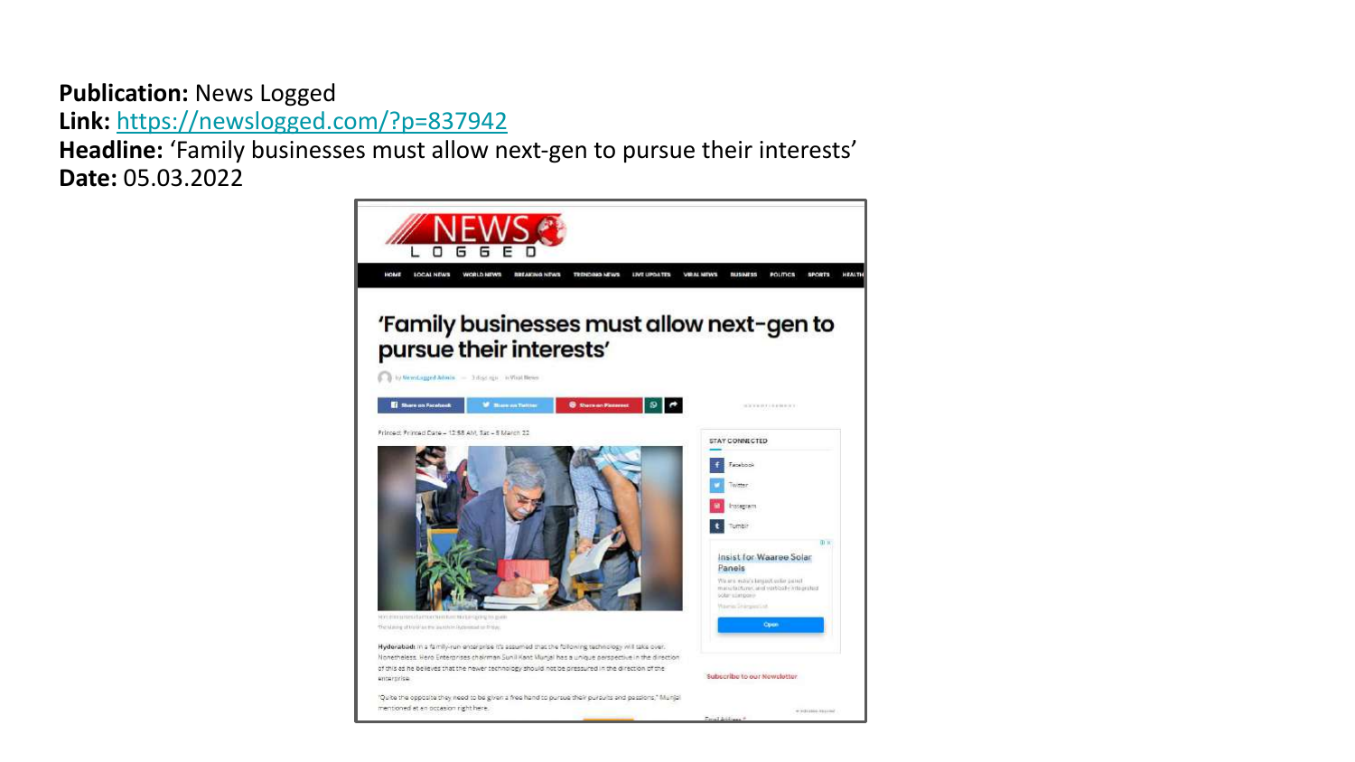**Publication:** News Logged
**Link:** https://newslogged.com/?p=837942
**Headline:** 'Family businesses must allow next-gen to pursue their interests'
**Date:** 05.03.2022

# 'Family businesses must allow next-gen to pursue their interests'

by NewsLogged Admin — 3 days ago · in Viral News

Printed: Printed Date – 12:55 AM, Sat – 5 March 22

**Hyderabad:** In a family-run enterprise it's assumed that the following technology will take over. Nonetheless, Hero Enterprises chairman Sunil Kant Munjal has a unique perspective in the direction of this as he believes that the newer technology should not be pressured in the direction of the enterprise.

"Quite the opposite they need to be given a free hand to pursue their pursuits and passions," Munjal mentioned at an occasion right here.